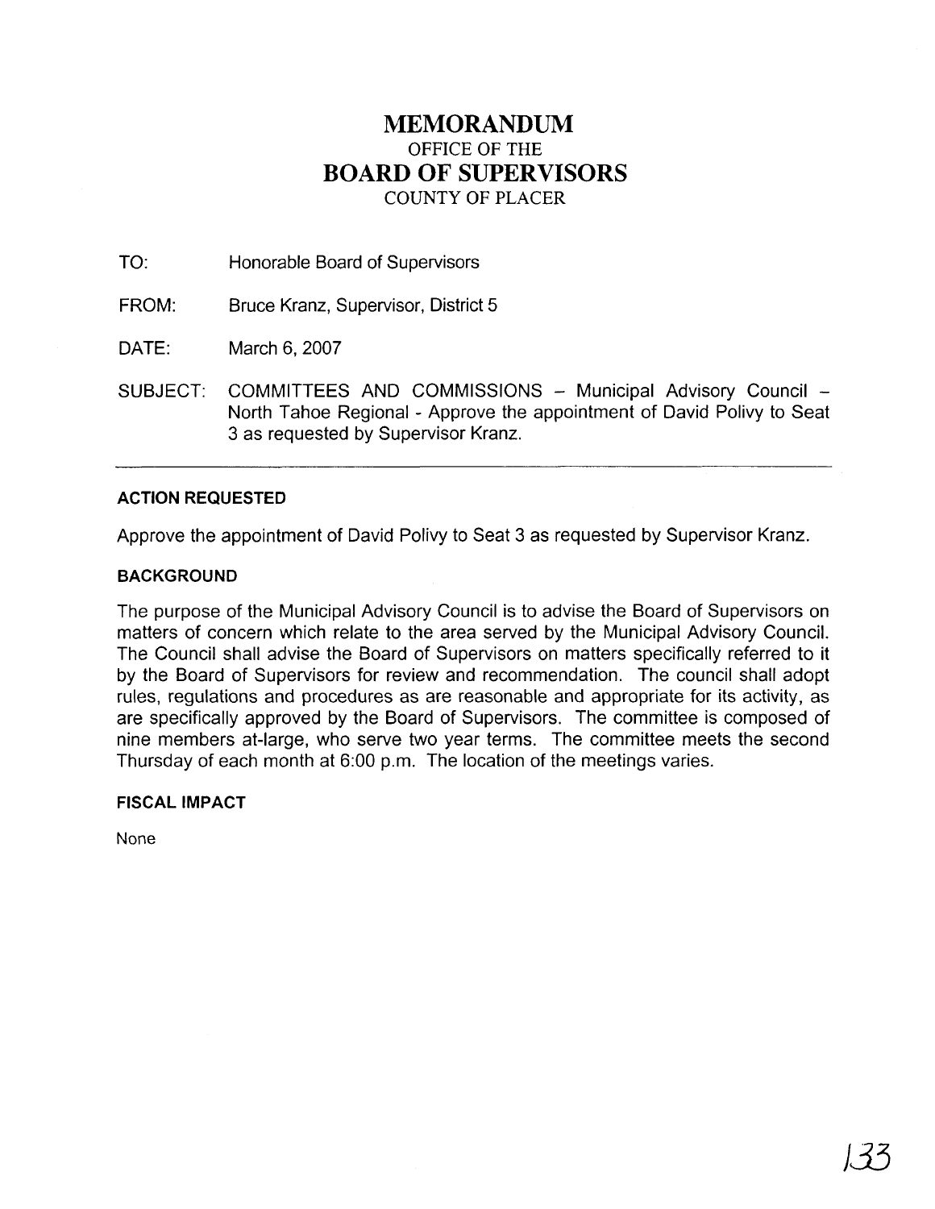# MEMORANDUM
OFFICE OF THE
# BOARD OF SUPERVISORS
COUNTY OF PLACER

TO: Honorable Board of Supervisors

FROM: Bruce Kranz, Supervisor, District 5

DATE: March 6, 2007

SUBJECT: COMMITTEES AND COMMISSIONS – Municipal Advisory Council – North Tahoe Regional - Approve the appointment of David Polivy to Seat 3 as requested by Supervisor Kranz.

---

**ACTION REQUESTED**

Approve the appointment of David Polivy to Seat 3 as requested by Supervisor Kranz.

**BACKGROUND**

The purpose of the Municipal Advisory Council is to advise the Board of Supervisors on matters of concern which relate to the area served by the Municipal Advisory Council. The Council shall advise the Board of Supervisors on matters specifically referred to it by the Board of Supervisors for review and recommendation. The council shall adopt rules, regulations and procedures as are reasonable and appropriate for its activity, as are specifically approved by the Board of Supervisors. The committee is composed of nine members at-large, who serve two year terms. The committee meets the second Thursday of each month at 6:00 p.m. The location of the meetings varies.

**FISCAL IMPACT**

None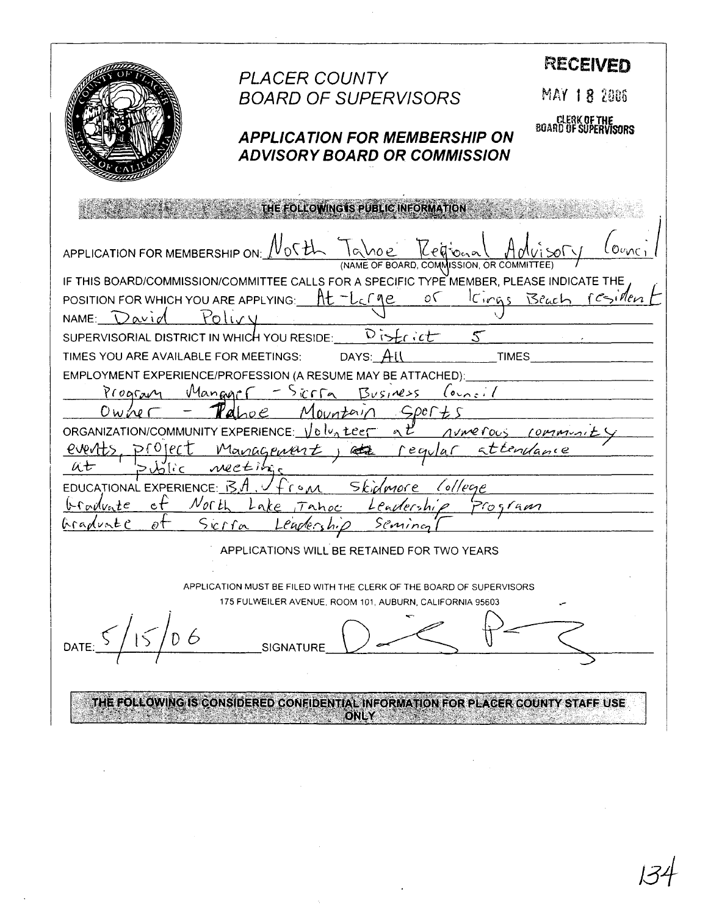# PLACER COUNTY BOARD OF SUPERVISORS

## APPLICATION FOR MEMBERSHIP ON ADVISORY BOARD OR COMMISSION

**RECEIVED**
MAY 18 2006
CLERK OF THE BOARD OF SUPERVISORS

**THE FOLLOWING IS PUBLIC INFORMATION**

APPLICATION FOR MEMBERSHIP ON: North Tahoe Regional Advisory Council
(NAME OF BOARD, COMMISSION, OR COMMITTEE)

IF THIS BOARD/COMMISSION/COMMITTEE CALLS FOR A SPECIFIC TYPE MEMBER, PLEASE INDICATE THE POSITION FOR WHICH YOU ARE APPLYING: At-Large or Kings Beach resident

NAME: David Polivy

SUPERVISORIAL DISTRICT IN WHICH YOU RESIDE: District 5

TIMES YOU ARE AVAILABLE FOR MEETINGS: DAYS: All TIMES

EMPLOYMENT EXPERIENCE/PROFESSION (A RESUME MAY BE ATTACHED):
Program Manager - Sierra Business Council
Owner - Tahoe Mountain Sports

ORGANIZATION/COMMUNITY EXPERIENCE: Volunteer at numerous community events, project Management, regular attendance at public meetings

EDUCATIONAL EXPERIENCE: B.A. from Skidmore College
Graduate of North Lake Tahoe Leadership Program
Graduate of Sierra Leadership Seminar

APPLICATIONS WILL BE RETAINED FOR TWO YEARS

APPLICATION MUST BE FILED WITH THE CLERK OF THE BOARD OF SUPERVISORS
175 FULWEILER AVENUE, ROOM 101, AUBURN, CALIFORNIA 95603

DATE: 5/15/06 SIGNATURE: [signature]

**THE FOLLOWING IS CONSIDERED CONFIDENTIAL INFORMATION FOR PLACER COUNTY STAFF USE ONLY**